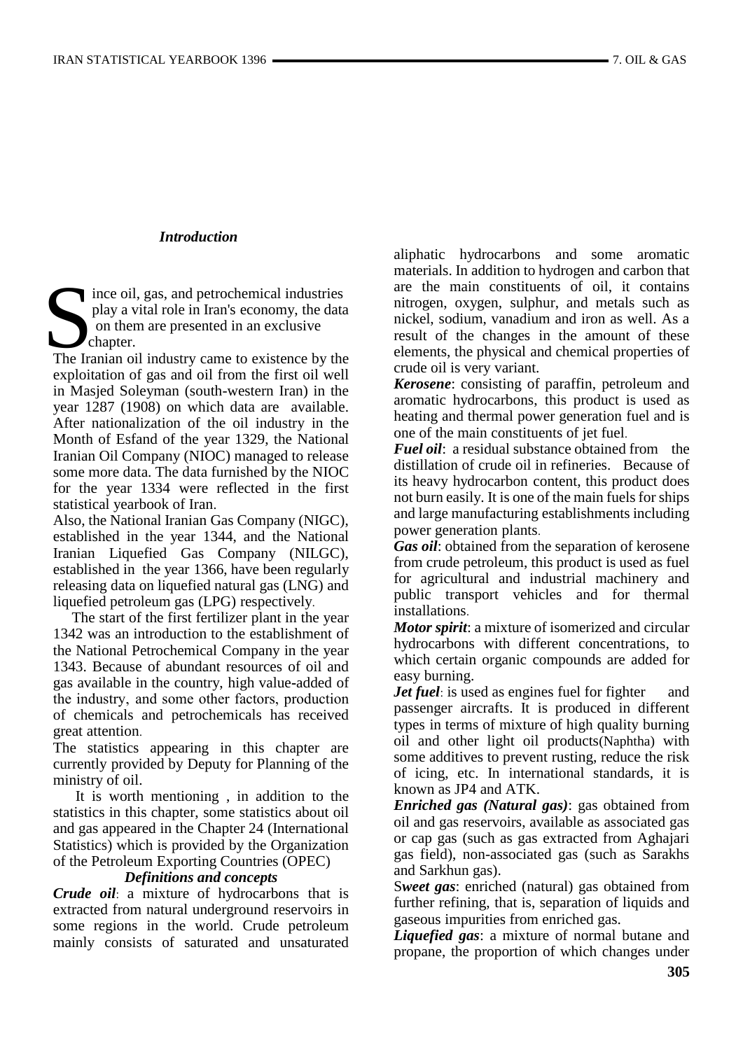### *Introduction*

Since oil, gas, and petrochemical industries play a vital role in Iran's economy, the data on them are presented in an exclusive chapter.

The Iranian oil industry came to existence by the exploitation of gas and oil from the first oil well in Masjed Soleyman (south-western Iran) in the year 1287 (1908) on which data are available. After nationalization of the oil industry in the Month of Esfand of the year 1329, the National Iranian Oil Company (NIOC) managed to release some more data. The data furnished by the NIOC for the year 1334 were reflected in the first statistical yearbook of Iran.

Also, the National Iranian Gas Company (NIGC), established in the year 1344, and the National Iranian Liquefied Gas Company (NILGC), established in the year 1366, have been regularly releasing data on liquefied natural gas (LNG) and liquefied petroleum gas (LPG) respectively.

The start of the first fertilizer plant in the year 1342 was an introduction to the establishment of the National Petrochemical Company in the year 1343. Because of abundant resources of oil and gas available in the country, high value-added of the industry, and some other factors, production of chemicals and petrochemicals has received great attention.

The statistics appearing in this chapter are currently provided by Deputy for Planning of the ministry of oil.

It is worth mentioning , in addition to the statistics in this chapter, some statistics about oil and gas appeared in the Chapter 24 (International Statistics) which is provided by the Organization of the Petroleum Exporting Countries (OPEC)

### *Definitions and concepts*

***Crude oil***: a mixture of hydrocarbons that is extracted from natural underground reservoirs in some regions in the world. Crude petroleum mainly consists of saturated and unsaturated aliphatic hydrocarbons and some aromatic materials. In addition to hydrogen and carbon that are the main constituents of oil, it contains nitrogen, oxygen, sulphur, and metals such as nickel, sodium, vanadium and iron as well. As a result of the changes in the amount of these elements, the physical and chemical properties of crude oil is very variant.

***Kerosene***: consisting of paraffin, petroleum and aromatic hydrocarbons, this product is used as heating and thermal power generation fuel and is one of the main constituents of jet fuel.

***Fuel oil***: a residual substance obtained from the distillation of crude oil in refineries. Because of its heavy hydrocarbon content, this product does not burn easily. It is one of the main fuels for ships and large manufacturing establishments including power generation plants.

***Gas oil***: obtained from the separation of kerosene from crude petroleum, this product is used as fuel for agricultural and industrial machinery and public transport vehicles and for thermal installations.

***Motor spirit***: a mixture of isomerized and circular hydrocarbons with different concentrations, to which certain organic compounds are added for easy burning.

***Jet fuel***: is used as engines fuel for fighter and passenger aircrafts. It is produced in different types in terms of mixture of high quality burning oil and other light oil products(Naphtha) with some additives to prevent rusting, reduce the risk of icing, etc. In international standards, it is known as JP4 and ATK.

***Enriched gas (Natural gas)***: gas obtained from oil and gas reservoirs, available as associated gas or cap gas (such as gas extracted from Aghajari gas field), non-associated gas (such as Sarakhs and Sarkhun gas).

***Sweet gas***: enriched (natural) gas obtained from further refining, that is, separation of liquids and gaseous impurities from enriched gas.

***Liquefied gas***: a mixture of normal butane and propane, the proportion of which changes under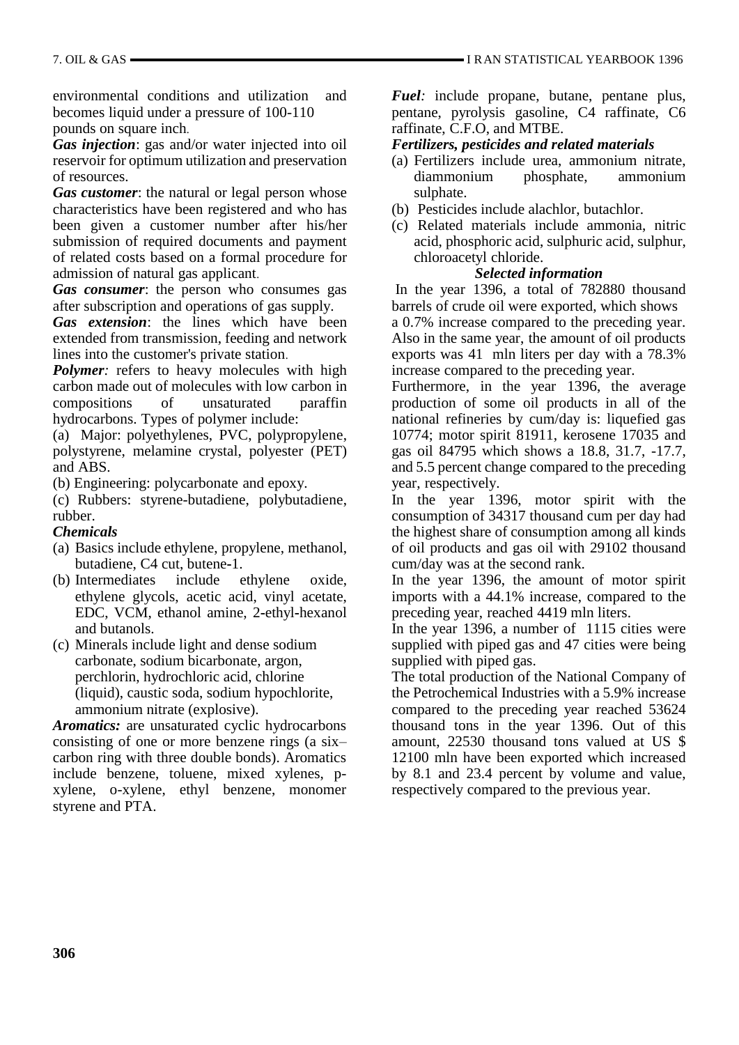environmental conditions and utilization and becomes liquid under a pressure of 100-110 pounds on square inch.

***Gas injection***: gas and/or water injected into oil reservoir for optimum utilization and preservation of resources.

***Gas customer***: the natural or legal person whose characteristics have been registered and who has been given a customer number after his/her submission of required documents and payment of related costs based on a formal procedure for admission of natural gas applicant.

***Gas consumer***: the person who consumes gas after subscription and operations of gas supply.

***Gas extension***: the lines which have been extended from transmission, feeding and network lines into the customer's private station.

***Polymer:*** refers to heavy molecules with high carbon made out of molecules with low carbon in compositions of unsaturated paraffin hydrocarbons. Types of polymer include:

(a) Major: polyethylenes, PVC, polypropylene, polystyrene, melamine crystal, polyester (PET) and ABS.

(b) Engineering: polycarbonate and epoxy.

(c) Rubbers: styrene-butadiene, polybutadiene, rubber.

***Chemicals***

(a) Basics include ethylene, propylene, methanol, butadiene, C4 cut, butene-1.
(b) Intermediates include ethylene oxide, ethylene glycols, acetic acid, vinyl acetate, EDC, VCM, ethanol amine, 2-ethyl-hexanol and butanols.
(c) Minerals include light and dense sodium carbonate, sodium bicarbonate, argon, perchlorin, hydrochloric acid, chlorine (liquid), caustic soda, sodium hypochlorite, ammonium nitrate (explosive).

***Aromatics:*** are unsaturated cyclic hydrocarbons consisting of one or more benzene rings (a six–carbon ring with three double bonds). Aromatics include benzene, toluene, mixed xylenes, p-xylene, o-xylene, ethyl benzene, monomer styrene and PTA.

***Fuel:*** include propane, butane, pentane plus, pentane, pyrolysis gasoline, C4 raffinate, C6 raffinate, C.F.O, and MTBE.

***Fertilizers, pesticides and related materials***

(a) Fertilizers include urea, ammonium nitrate, diammonium phosphate, ammonium sulphate.
(b) Pesticides include alachlor, butachlor.
(c) Related materials include ammonia, nitric acid, phosphoric acid, sulphuric acid, sulphur, chloroacetyl chloride.

***Selected information***

In the year 1396, a total of 782880 thousand barrels of crude oil were exported, which shows a 0.7% increase compared to the preceding year. Also in the same year, the amount of oil products exports was 41 mln liters per day with a 78.3% increase compared to the preceding year.

Furthermore, in the year 1396, the average production of some oil products in all of the national refineries by cum/day is: liquefied gas 10774; motor spirit 81911, kerosene 17035 and gas oil 84795 which shows a 18.8, 31.7, -17.7, and 5.5 percent change compared to the preceding year, respectively.

In the year 1396, motor spirit with the consumption of 34317 thousand cum per day had the highest share of consumption among all kinds of oil products and gas oil with 29102 thousand cum/day was at the second rank.

In the year 1396, the amount of motor spirit imports with a 44.1% increase, compared to the preceding year, reached 4419 mln liters.

In the year 1396, a number of 1115 cities were supplied with piped gas and 47 cities were being supplied with piped gas.

The total production of the National Company of the Petrochemical Industries with a 5.9% increase compared to the preceding year reached 53624 thousand tons in the year 1396. Out of this amount, 22530 thousand tons valued at US $ 12100 mln have been exported which increased by 8.1 and 23.4 percent by volume and value, respectively compared to the previous year.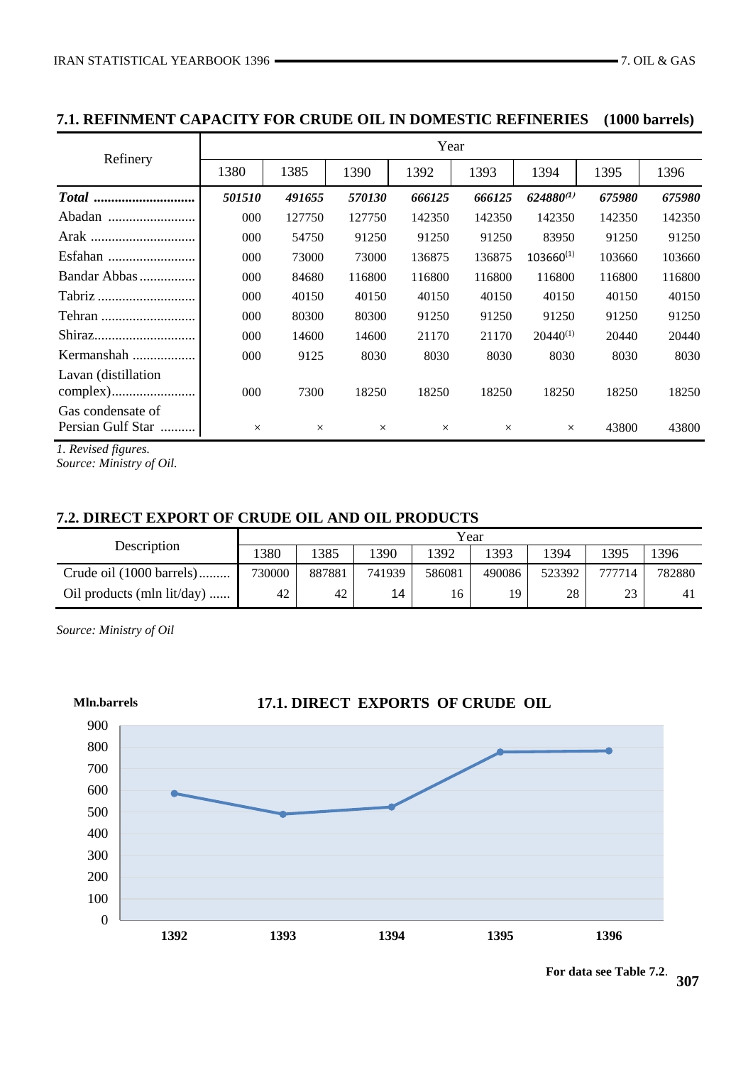## 7.1. REFINMENT CAPACITY FOR CRUDE OIL IN DOMESTIC REFINERIES (1000 barrels)

| Refinery | Year | | | | | | | |
|---|---|---|---|---|---|---|---|---|
| | 1380 | 1385 | 1390 | 1392 | 1393 | 1394 | 1395 | 1396 |
| ***Total*** | ***501510*** | ***491655*** | ***570130*** | ***666125*** | ***666125*** | ***624880***[(1)] | ***675980*** | ***675980*** |
| Abadan | 000 | 127750 | 127750 | 142350 | 142350 | 142350 | 142350 | 142350 |
| Arak | 000 | 54750 | 91250 | 91250 | 91250 | 83950 | 91250 | 91250 |
| Esfahan | 000 | 73000 | 73000 | 136875 | 136875 | 103660[(1)] | 103660 | 103660 |
| Bandar Abbas | 000 | 84680 | 116800 | 116800 | 116800 | 116800 | 116800 | 116800 |
| Tabriz | 000 | 40150 | 40150 | 40150 | 40150 | 40150 | 40150 | 40150 |
| Tehran | 000 | 80300 | 80300 | 91250 | 91250 | 91250 | 91250 | 91250 |
| Shiraz | 000 | 14600 | 14600 | 21170 | 21170 | 20440[(1)] | 20440 | 20440 |
| Kermanshah | 000 | 9125 | 8030 | 8030 | 8030 | 8030 | 8030 | 8030 |
| Lavan (distillation complex) | 000 | 7300 | 18250 | 18250 | 18250 | 18250 | 18250 | 18250 |
| Gas condensate of Persian Gulf Star | × | × | × | × | × | × | 43800 | 43800 |

*1. Revised figures.*
*Source: Ministry of Oil.*

## 7.2. DIRECT EXPORT OF CRUDE OIL AND OIL PRODUCTS

| Description | Year | | | | | | | |
|---|---|---|---|---|---|---|---|---|
| | 1380 | 1385 | 1390 | 1392 | 1393 | 1394 | 1395 | 1396 |
| Crude oil (1000 barrels) | 730000 | 887881 | 741939 | 586081 | 490086 | 523392 | 777714 | 782880 |
| Oil products (mln lit/day) | 42 | 42 | 14 | 16 | 19 | 28 | 23 | 41 |

*Source: Ministry of Oil*

**17.1. DIRECT EXPORTS OF CRUDE OIL**

Mln.barrels

| Year | 1392 | 1393 | 1394 | 1395 | 1396 |
|---|---|---|---|---|---|

**For data see Table 7.2**.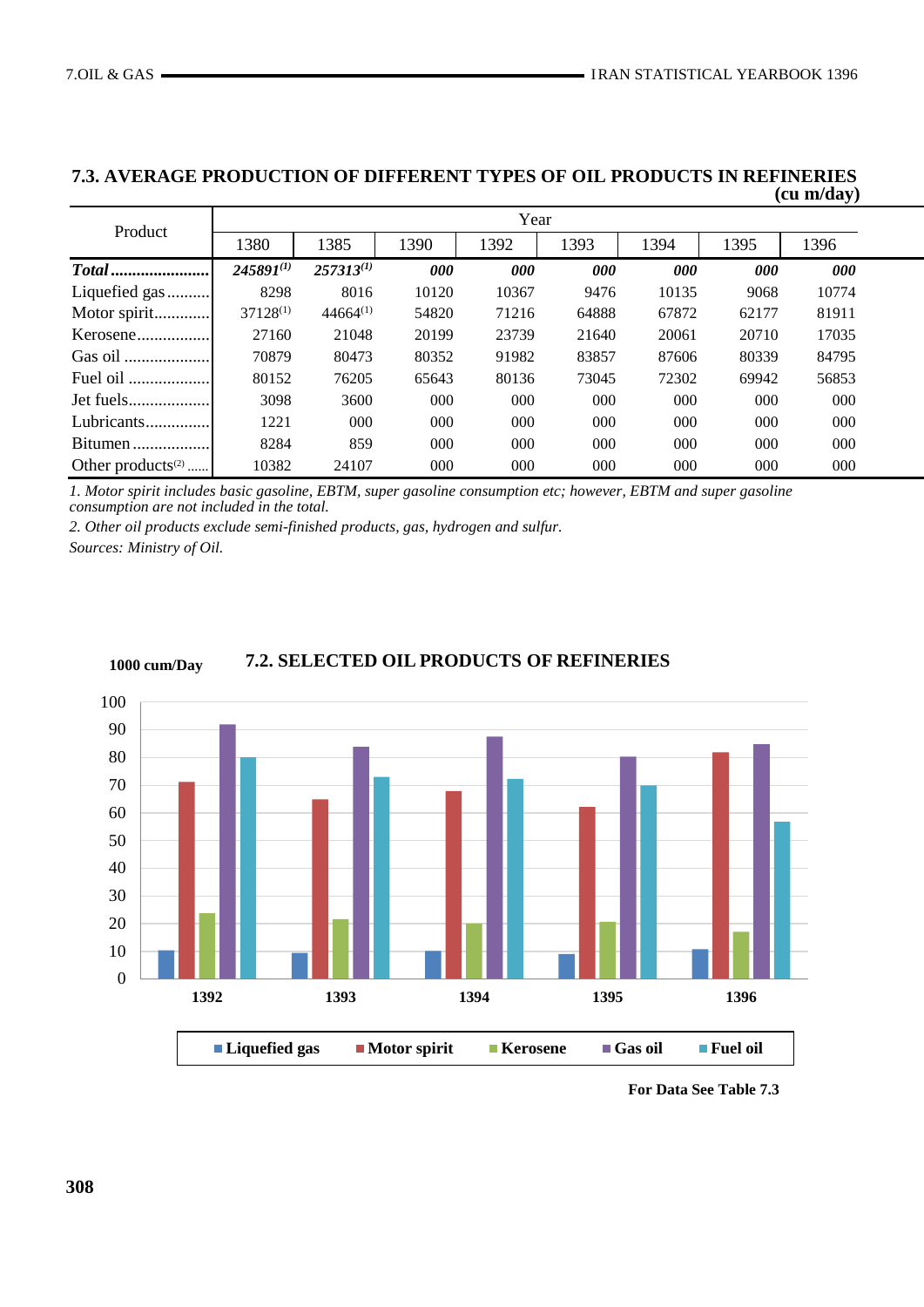## 7.3. AVERAGE PRODUCTION OF DIFFERENT TYPES OF OIL PRODUCTS IN REFINERIES

**(cu m/day)**

| Product | Year | | | | | | | |
|---|---|---|---|---|---|---|---|---|
| | 1380 | 1385 | 1390 | 1392 | 1393 | 1394 | 1395 | 1396 |
| ***Total*** | ***245891(1)*** | ***257313(1)*** | ***000*** | ***000*** | ***000*** | ***000*** | ***000*** | ***000*** |
| Liquefied gas | 8298 | 8016 | 10120 | 10367 | 9476 | 10135 | 9068 | 10774 |
| Motor spirit | 37128(1) | 44664(1) | 54820 | 71216 | 64888 | 67872 | 62177 | 81911 |
| Kerosene | 27160 | 21048 | 20199 | 23739 | 21640 | 20061 | 20710 | 17035 |
| Gas oil | 70879 | 80473 | 80352 | 91982 | 83857 | 87606 | 80339 | 84795 |
| Fuel oil | 80152 | 76205 | 65643 | 80136 | 73045 | 72302 | 69942 | 56853 |
| Jet fuels | 3098 | 3600 | 000 | 000 | 000 | 000 | 000 | 000 |
| Lubricants | 1221 | 000 | 000 | 000 | 000 | 000 | 000 | 000 |
| Bitumen | 8284 | 859 | 000 | 000 | 000 | 000 | 000 | 000 |
| Other products(2) | 10382 | 24107 | 000 | 000 | 000 | 000 | 000 | 000 |

*1. Motor spirit includes basic gasoline, EBTM, super gasoline consumption etc; however, EBTM and super gasoline consumption are not included in the total.*

*2. Other oil products exclude semi-finished products, gas, hydrogen and sulfur.*

*Sources: Ministry of Oil.*

## 7.2. SELECTED OIL PRODUCTS OF REFINERIES

1000 cum/Day

| Year | Liquefied gas | Motor spirit | Kerosene | Gas oil | Fuel oil |
|---|---|---|---|---|---|
| 1392 | 10.4 | 71.2 | 23.7 | 92.0 | 80.1 |
| 1393 | 9.5 | 64.9 | 21.6 | 83.9 | 73.0 |
| 1394 | 10.1 | 67.9 | 20.1 | 87.6 | 72.3 |
| 1395 | 9.1 | 62.2 | 20.7 | 80.3 | 69.9 |
| 1396 | 10.8 | 81.9 | 17.0 | 84.8 | 56.9 |

**For Data See Table 7.3**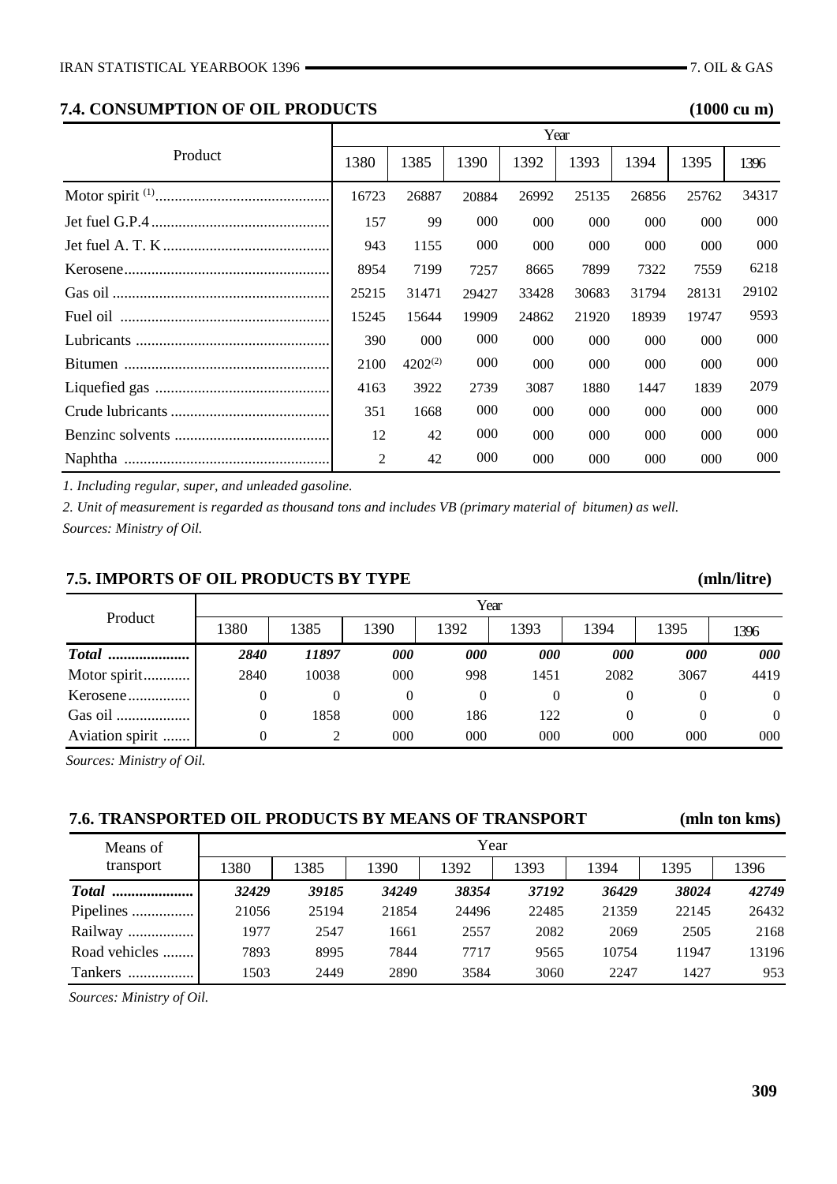## 7.4. CONSUMPTION OF OIL PRODUCTS (1000 cu m)

| Product | Year | | | | | | | |
|---|---|---|---|---|---|---|---|---|
| | 1380 | 1385 | 1390 | 1392 | 1393 | 1394 | 1395 | 1396 |
| Motor spirit [1] | 16723 | 26887 | 20884 | 26992 | 25135 | 26856 | 25762 | 34317 |
| Jet fuel G.P.4 | 157 | 99 | 000 | 000 | 000 | 000 | 000 | 000 |
| Jet fuel A. T. K | 943 | 1155 | 000 | 000 | 000 | 000 | 000 | 000 |
| Kerosene | 8954 | 7199 | 7257 | 8665 | 7899 | 7322 | 7559 | 6218 |
| Gas oil | 25215 | 31471 | 29427 | 33428 | 30683 | 31794 | 28131 | 29102 |
| Fuel oil | 15245 | 15644 | 19909 | 24862 | 21920 | 18939 | 19747 | 9593 |
| Lubricants | 390 | 000 | 000 | 000 | 000 | 000 | 000 | 000 |
| Bitumen | 2100 | 4202[2] | 000 | 000 | 000 | 000 | 000 | 000 |
| Liquefied gas | 4163 | 3922 | 2739 | 3087 | 1880 | 1447 | 1839 | 2079 |
| Crude lubricants | 351 | 1668 | 000 | 000 | 000 | 000 | 000 | 000 |
| Benzinc solvents | 12 | 42 | 000 | 000 | 000 | 000 | 000 | 000 |
| Naphtha | 2 | 42 | 000 | 000 | 000 | 000 | 000 | 000 |

*1. Including regular, super, and unleaded gasoline.*

*2. Unit of measurement is regarded as thousand tons and includes VB (primary material of bitumen) as well.*

*Sources: Ministry of Oil.*

## 7.5. IMPORTS OF OIL PRODUCTS BY TYPE (mln/litre)

| Product | Year | | | | | | | |
|---|---|---|---|---|---|---|---|---|
| | 1380 | 1385 | 1390 | 1392 | 1393 | 1394 | 1395 | 1396 |
| ***Total*** | ***2840*** | ***11897*** | ***000*** | ***000*** | ***000*** | ***000*** | ***000*** | ***000*** |
| Motor spirit | 2840 | 10038 | 000 | 998 | 1451 | 2082 | 3067 | 4419 |
| Kerosene | 0 | 0 | 0 | 0 | 0 | 0 | 0 | 0 |
| Gas oil | 0 | 1858 | 000 | 186 | 122 | 0 | 0 | 0 |
| Aviation spirit | 0 | 2 | 000 | 000 | 000 | 000 | 000 | 000 |

*Sources: Ministry of Oil.*

## 7.6. TRANSPORTED OIL PRODUCTS BY MEANS OF TRANSPORT (mln ton kms)

| Means of transport | Year | | | | | | | |
|---|---|---|---|---|---|---|---|---|
| | 1380 | 1385 | 1390 | 1392 | 1393 | 1394 | 1395 | 1396 |
| ***Total*** | ***32429*** | ***39185*** | ***34249*** | ***38354*** | ***37192*** | ***36429*** | ***38024*** | ***42749*** |
| Pipelines | 21056 | 25194 | 21854 | 24496 | 22485 | 21359 | 22145 | 26432 |
| Railway | 1977 | 2547 | 1661 | 2557 | 2082 | 2069 | 2505 | 2168 |
| Road vehicles | 7893 | 8995 | 7844 | 7717 | 9565 | 10754 | 11947 | 13196 |
| Tankers | 1503 | 2449 | 2890 | 3584 | 3060 | 2247 | 1427 | 953 |

*Sources: Ministry of Oil.*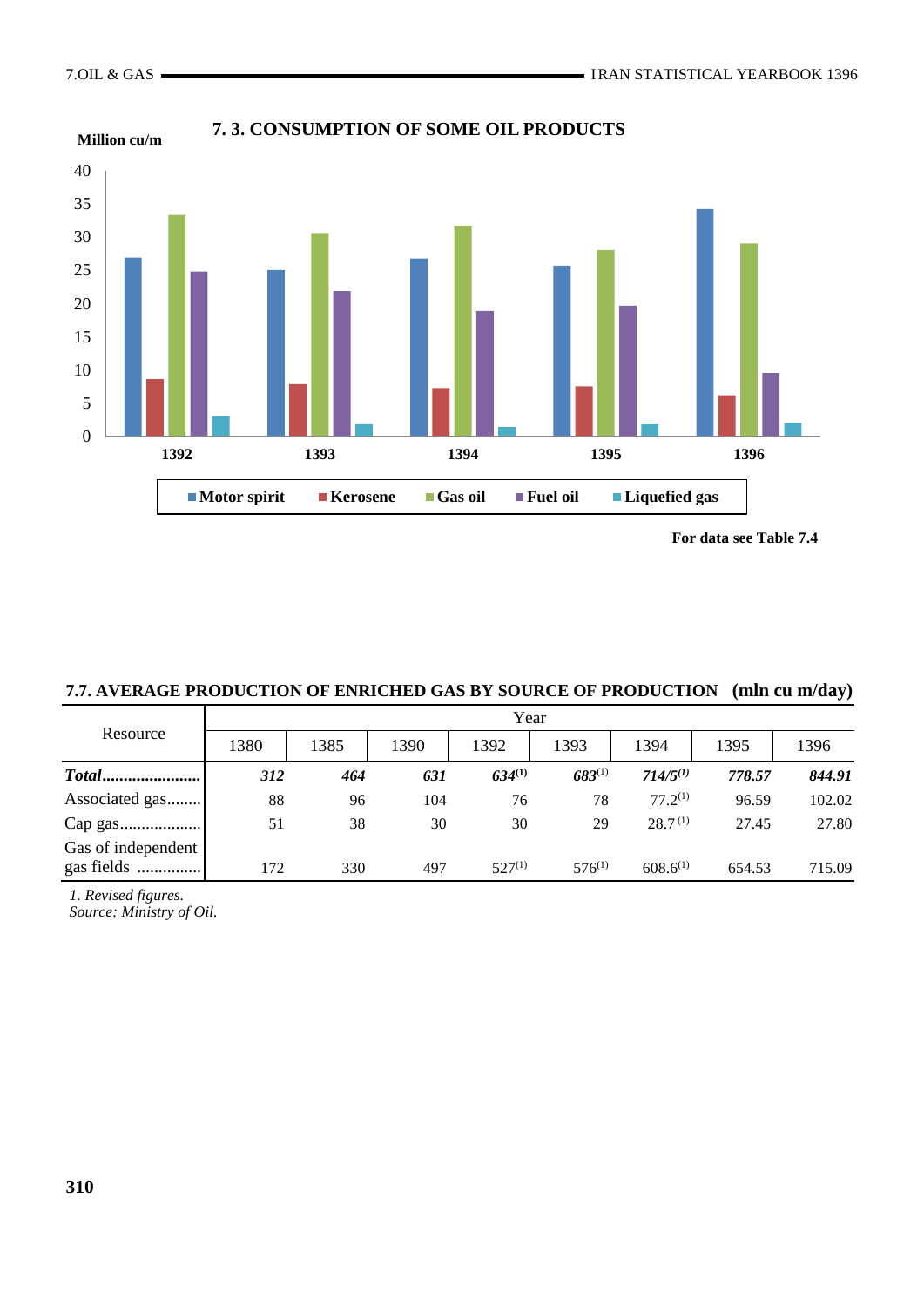## 7. 3. CONSUMPTION OF SOME OIL PRODUCTS

Million cu/m

Motor spirit, Kerosene, Gas oil, Fuel oil, Liquefied gas — 1392, 1393, 1394, 1395, 1396

**For data see Table 7.4**

## 7.7. AVERAGE PRODUCTION OF ENRICHED GAS BY SOURCE OF PRODUCTION (mln cu m/day)

| Resource | Year | | | | | | | |
|---|---|---|---|---|---|---|---|---|
| | 1380 | 1385 | 1390 | 1392 | 1393 | 1394 | 1395 | 1396 |
| ***Total*......................** | ***312*** | ***464*** | ***631*** | ***634***[1] | ***683***[1] | ***714/5***[1] | ***778.57*** | ***844.91*** |
| Associated gas........ | 88 | 96 | 104 | 76 | 78 | 77.2[1] | 96.59 | 102.02 |
| Cap gas.................. | 51 | 38 | 30 | 30 | 29 | 28.7[1] | 27.45 | 27.80 |
| Gas of independent gas fields .............. | 172 | 330 | 497 | 527[1] | 576[1] | 608.6[1] | 654.53 | 715.09 |

*1. Revised figures.*
*Source: Ministry of Oil.*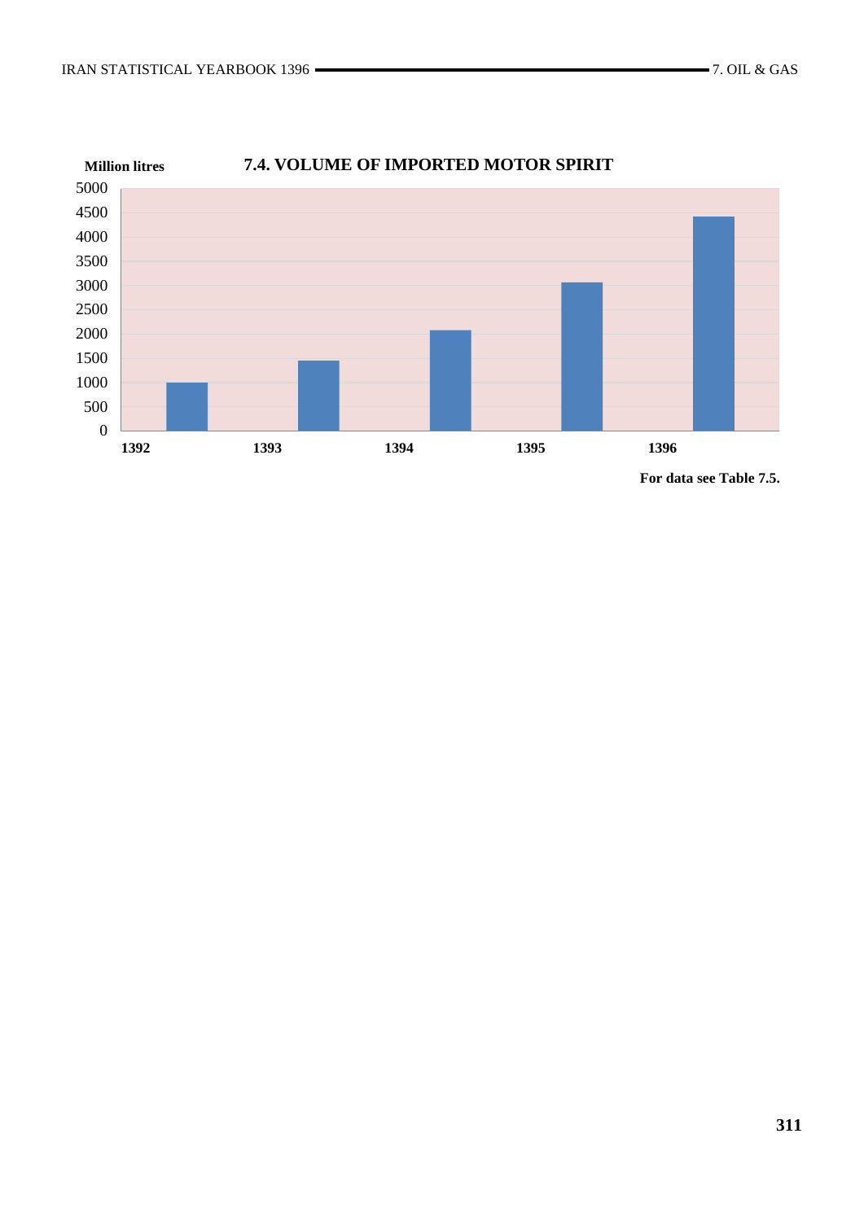## 7.4. VOLUME OF IMPORTED MOTOR SPIRIT

Million litres

**For data see Table 7.5.**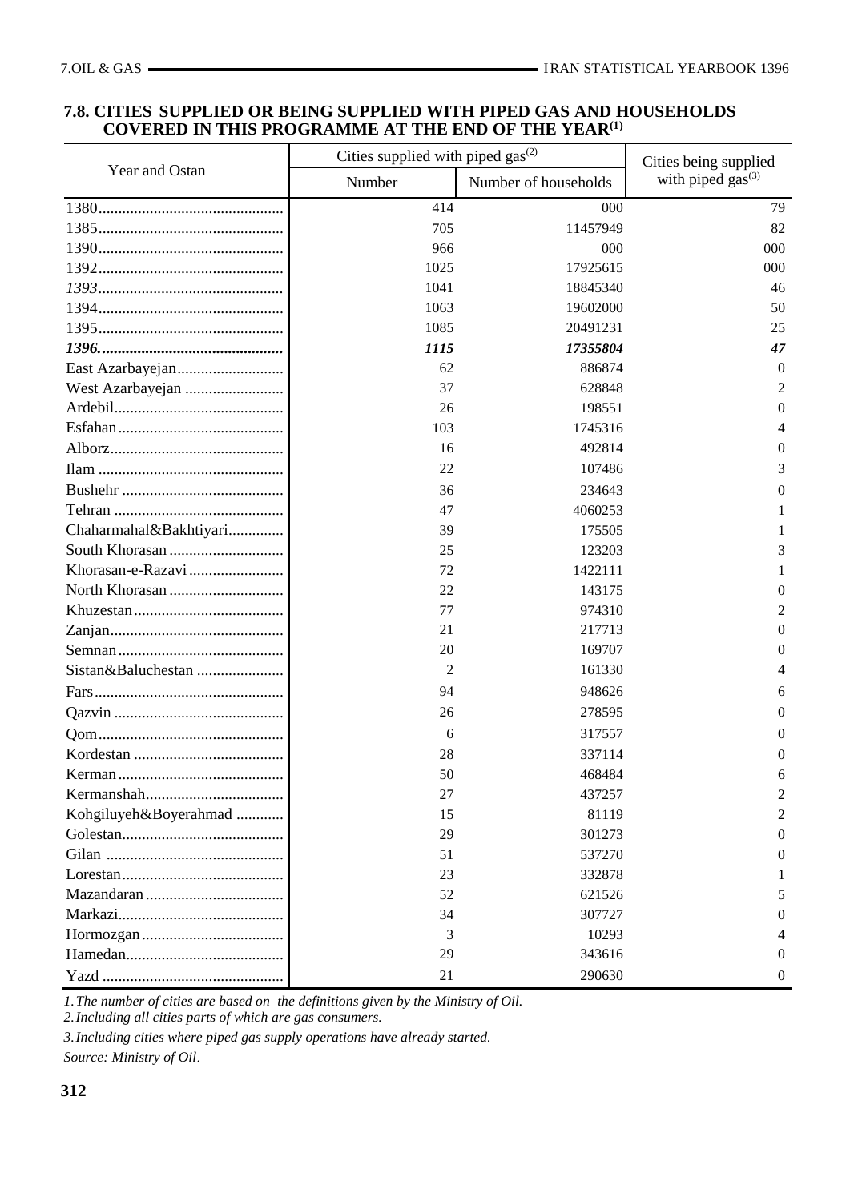## 7.8. CITIES SUPPLIED OR BEING SUPPLIED WITH PIPED GAS AND HOUSEHOLDS COVERED IN THIS PROGRAMME AT THE END OF THE YEAR(1)

| Year and Ostan | Cities supplied with piped gas(2) | | Cities being supplied with piped gas(3) |
|---|---|---|---|
| | Number | Number of households | |
| 1380 | 414 | 000 | 79 |
| 1385 | 705 | 11457949 | 82 |
| 1390 | 966 | 000 | 000 |
| 1392 | 1025 | 17925615 | 000 |
| *1393* | 1041 | 18845340 | 46 |
| 1394 | 1063 | 19602000 | 50 |
| 1395 | 1085 | 20491231 | 25 |
| ***1396*** | ***1115*** | ***17355804*** | ***47*** |
| East Azarbayejan | 62 | 886874 | 0 |
| West Azarbayejan | 37 | 628848 | 2 |
| Ardebil | 26 | 198551 | 0 |
| Esfahan | 103 | 1745316 | 4 |
| Alborz | 16 | 492814 | 0 |
| Ilam | 22 | 107486 | 3 |
| Bushehr | 36 | 234643 | 0 |
| Tehran | 47 | 4060253 | 1 |
| Chaharmahal&Bakhtiyari | 39 | 175505 | 1 |
| South Khorasan | 25 | 123203 | 3 |
| Khorasan-e-Razavi | 72 | 1422111 | 1 |
| North Khorasan | 22 | 143175 | 0 |
| Khuzestan | 77 | 974310 | 2 |
| Zanjan | 21 | 217713 | 0 |
| Semnan | 20 | 169707 | 0 |
| Sistan&Baluchestan | 2 | 161330 | 4 |
| Fars | 94 | 948626 | 6 |
| Qazvin | 26 | 278595 | 0 |
| Qom | 6 | 317557 | 0 |
| Kordestan | 28 | 337114 | 0 |
| Kerman | 50 | 468484 | 6 |
| Kermanshah | 27 | 437257 | 2 |
| Kohgiluyeh&Boyerahmad | 15 | 81119 | 2 |
| Golestan | 29 | 301273 | 0 |
| Gilan | 51 | 537270 | 0 |
| Lorestan | 23 | 332878 | 1 |
| Mazandaran | 52 | 621526 | 5 |
| Markazi | 34 | 307727 | 0 |
| Hormozgan | 3 | 10293 | 4 |
| Hamedan | 29 | 343616 | 0 |
| Yazd | 21 | 290630 | 0 |

*1. The number of cities are based on the definitions given by the Ministry of Oil.*

*2. Including all cities parts of which are gas consumers.*

*3. Including cities where piped gas supply operations have already started.*

*Source: Ministry of Oil.*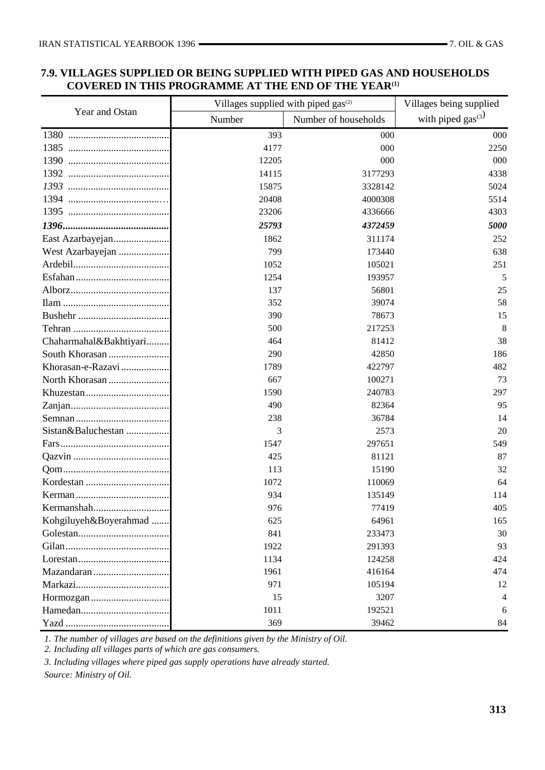## 7.9. VILLAGES SUPPLIED OR BEING SUPPLIED WITH PIPED GAS AND HOUSEHOLDS COVERED IN THIS PROGRAMME AT THE END OF THE YEAR[1]

| Year and Ostan | Villages supplied with piped gas[2] | | Villages being supplied with piped gas[3] |
|---|---|---|---|
| | Number | Number of households | |
| 1380 | 393 | 000 | 000 |
| 1385 | 4177 | 000 | 2250 |
| 1390 | 12205 | 000 | 000 |
| 1392 | 14115 | 3177293 | 4338 |
| *1393* | 15875 | 3328142 | 5024 |
| 1394 | 20408 | 4000308 | 5514 |
| 1395 | 23206 | 4336666 | 4303 |
| ***1396*** | ***25793*** | ***4372459*** | ***5000*** |
| East Azarbayejan | 1862 | 311174 | 252 |
| West Azarbayejan | 799 | 173440 | 638 |
| Ardebil | 1052 | 105021 | 251 |
| Esfahan | 1254 | 193957 | 5 |
| Alborz | 137 | 56801 | 25 |
| Ilam | 352 | 39074 | 58 |
| Bushehr | 390 | 78673 | 15 |
| Tehran | 500 | 217253 | 8 |
| Chaharmahal&Bakhtiyari | 464 | 81412 | 38 |
| South Khorasan | 290 | 42850 | 186 |
| Khorasan-e-Razavi | 1789 | 422797 | 482 |
| North Khorasan | 667 | 100271 | 73 |
| Khuzestan | 1590 | 240783 | 297 |
| Zanjan | 490 | 82364 | 95 |
| Semnan | 238 | 36784 | 14 |
| Sistan&Baluchestan | 3 | 2573 | 20 |
| Fars | 1547 | 297651 | 549 |
| Qazvin | 425 | 81121 | 87 |
| Qom | 113 | 15190 | 32 |
| Kordestan | 1072 | 110069 | 64 |
| Kerman | 934 | 135149 | 114 |
| Kermanshah | 976 | 77419 | 405 |
| Kohgiluyeh&Boyerahmad | 625 | 64961 | 165 |
| Golestan | 841 | 233473 | 30 |
| Gilan | 1922 | 291393 | 93 |
| Lorestan | 1134 | 124258 | 424 |
| Mazandaran | 1961 | 416164 | 474 |
| Markazi | 971 | 105194 | 12 |
| Hormozgan | 15 | 3207 | 4 |
| Hamedan | 1011 | 192521 | 6 |
| Yazd | 369 | 39462 | 84 |

*1. The number of villages are based on the definitions given by the Ministry of Oil.*

*2. Including all villages parts of which are gas consumers.*

*3. Including villages where piped gas supply operations have already started.*

*Source: Ministry of Oil.*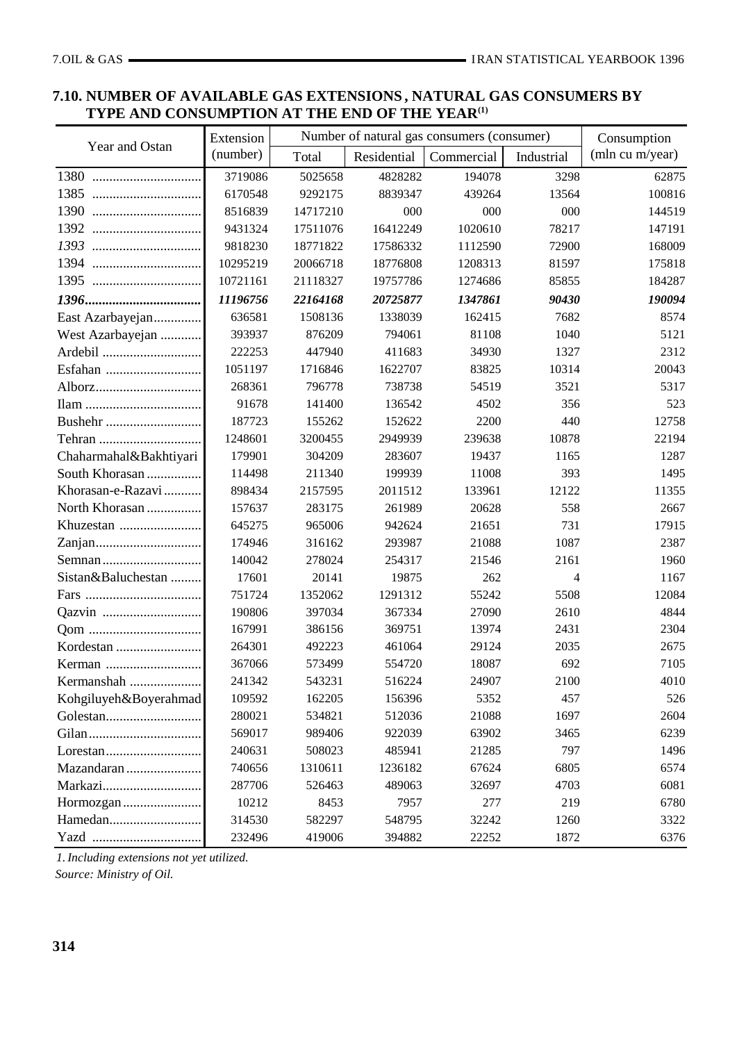## 7.10. NUMBER OF AVAILABLE GAS EXTENSIONS, NATURAL GAS CONSUMERS BY TYPE AND CONSUMPTION AT THE END OF THE YEAR[1]

| Year and Ostan | Extension (number) | Number of natural gas consumers (consumer) | | | | Consumption (mln cu m/year) |
|---|---|---|---|---|---|---|
| | | Total | Residential | Commercial | Industrial | |
| 1380 | 3719086 | 5025658 | 4828282 | 194078 | 3298 | 62875 |
| 1385 | 6170548 | 9292175 | 8839347 | 439264 | 13564 | 100816 |
| 1390 | 8516839 | 14717210 | 000 | 000 | 000 | 144519 |
| 1392 | 9431324 | 17511076 | 16412249 | 1020610 | 78217 | 147191 |
| *1393* | 9818230 | 18771822 | 17586332 | 1112590 | 72900 | 168009 |
| 1394 | 10295219 | 20066718 | 18776808 | 1208313 | 81597 | 175818 |
| 1395 | 10721161 | 21118327 | 19757786 | 1274686 | 85855 | 184287 |
| ***1396*** | ***11196756*** | ***22164168*** | ***20725877*** | ***1347861*** | ***90430*** | ***190094*** |
| East Azarbayejan | 636581 | 1508136 | 1338039 | 162415 | 7682 | 8574 |
| West Azarbayejan | 393937 | 876209 | 794061 | 81108 | 1040 | 5121 |
| Ardebil | 222253 | 447940 | 411683 | 34930 | 1327 | 2312 |
| Esfahan | 1051197 | 1716846 | 1622707 | 83825 | 10314 | 20043 |
| Alborz | 268361 | 796778 | 738738 | 54519 | 3521 | 5317 |
| Ilam | 91678 | 141400 | 136542 | 4502 | 356 | 523 |
| Bushehr | 187723 | 155262 | 152622 | 2200 | 440 | 12758 |
| Tehran | 1248601 | 3200455 | 2949939 | 239638 | 10878 | 22194 |
| Chaharmahal&Bakhtiyari | 179901 | 304209 | 283607 | 19437 | 1165 | 1287 |
| South Khorasan | 114498 | 211340 | 199939 | 11008 | 393 | 1495 |
| Khorasan-e-Razavi | 898434 | 2157595 | 2011512 | 133961 | 12122 | 11355 |
| North Khorasan | 157637 | 283175 | 261989 | 20628 | 558 | 2667 |
| Khuzestan | 645275 | 965006 | 942624 | 21651 | 731 | 17915 |
| Zanjan | 174946 | 316162 | 293987 | 21088 | 1087 | 2387 |
| Semnan | 140042 | 278024 | 254317 | 21546 | 2161 | 1960 |
| Sistan&Baluchestan | 17601 | 20141 | 19875 | 262 | 4 | 1167 |
| Fars | 751724 | 1352062 | 1291312 | 55242 | 5508 | 12084 |
| Qazvin | 190806 | 397034 | 367334 | 27090 | 2610 | 4844 |
| Qom | 167991 | 386156 | 369751 | 13974 | 2431 | 2304 |
| Kordestan | 264301 | 492223 | 461064 | 29124 | 2035 | 2675 |
| Kerman | 367066 | 573499 | 554720 | 18087 | 692 | 7105 |
| Kermanshah | 241342 | 543231 | 516224 | 24907 | 2100 | 4010 |
| Kohgiluyeh&Boyerahmad | 109592 | 162205 | 156396 | 5352 | 457 | 526 |
| Golestan | 280021 | 534821 | 512036 | 21088 | 1697 | 2604 |
| Gilan | 569017 | 989406 | 922039 | 63902 | 3465 | 6239 |
| Lorestan | 240631 | 508023 | 485941 | 21285 | 797 | 1496 |
| Mazandaran | 740656 | 1310611 | 1236182 | 67624 | 6805 | 6574 |
| Markazi | 287706 | 526463 | 489063 | 32697 | 4703 | 6081 |
| Hormozgan | 10212 | 8453 | 7957 | 277 | 219 | 6780 |
| Hamedan | 314530 | 582297 | 548795 | 32242 | 1260 | 3322 |
| Yazd | 232496 | 419006 | 394882 | 22252 | 1872 | 6376 |

*1. Including extensions not yet utilized.*

*Source: Ministry of Oil.*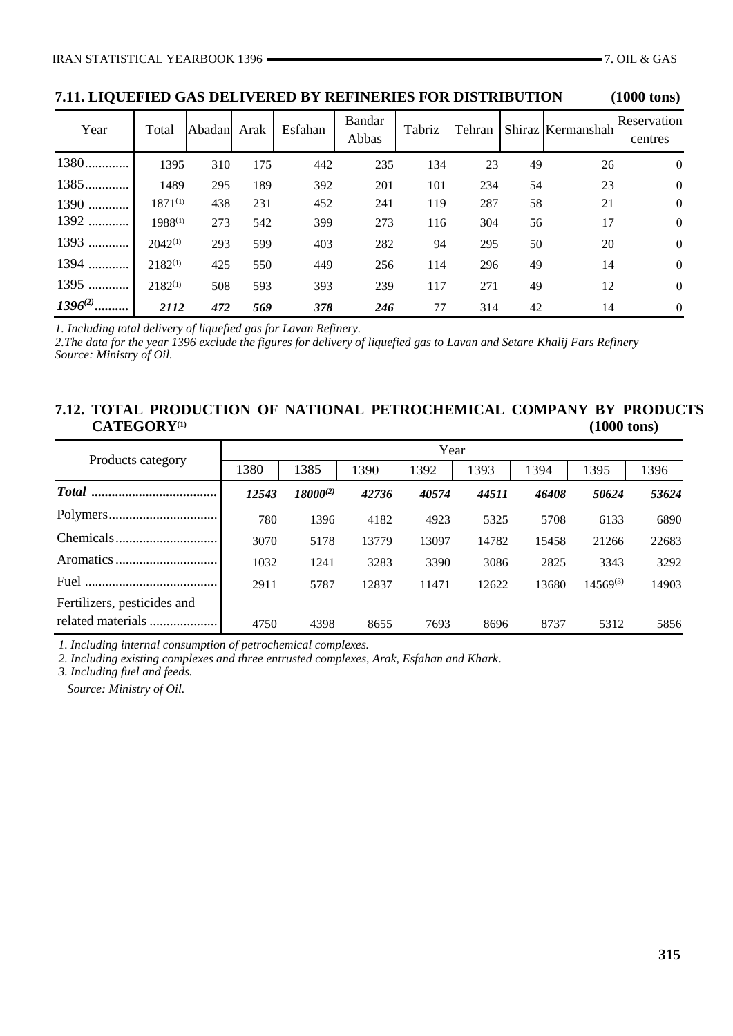## 7.11. LIQUEFIED GAS DELIVERED BY REFINERIES FOR DISTRIBUTION (1000 tons)

| Year | Total | Abadan | Arak | Esfahan | Bandar Abbas | Tabriz | Tehran | Shiraz | Kermanshah | Reservation centres |
|---|---|---|---|---|---|---|---|---|---|---|
| 1380 | 1395 | 310 | 175 | 442 | 235 | 134 | 23 | 49 | 26 | 0 |
| 1385 | 1489 | 295 | 189 | 392 | 201 | 101 | 234 | 54 | 23 | 0 |
| 1390 | 1871[1] | 438 | 231 | 452 | 241 | 119 | 287 | 58 | 21 | 0 |
| 1392 | 1988[1] | 273 | 542 | 399 | 273 | 116 | 304 | 56 | 17 | 0 |
| 1393 | 2042[1] | 293 | 599 | 403 | 282 | 94 | 295 | 50 | 20 | 0 |
| 1394 | 2182[1] | 425 | 550 | 449 | 256 | 114 | 296 | 49 | 14 | 0 |
| 1395 | 2182[1] | 508 | 593 | 393 | 239 | 117 | 271 | 49 | 12 | 0 |
| ***1396[2]*** | ***2112*** | ***472*** | ***569*** | ***378*** | ***246*** | 77 | 314 | 42 | 14 | 0 |

*1. Including total delivery of liquefied gas for Lavan Refinery.*

*2.The data for the year 1396 exclude the figures for delivery of liquefied gas to Lavan and Setare Khalij Fars Refinery*

*Source: Ministry of Oil.*

## 7.12. TOTAL PRODUCTION OF NATIONAL PETROCHEMICAL COMPANY BY PRODUCTS CATEGORY[1] (1000 tons)

| Products category | Year | | | | | | | |
|---|---|---|---|---|---|---|---|---|
| | 1380 | 1385 | 1390 | 1392 | 1393 | 1394 | 1395 | 1396 |
| ***Total*** | ***12543*** | ***18000[2]*** | ***42736*** | ***40574*** | ***44511*** | ***46408*** | ***50624*** | ***53624*** |
| Polymers | 780 | 1396 | 4182 | 4923 | 5325 | 5708 | 6133 | 6890 |
| Chemicals | 3070 | 5178 | 13779 | 13097 | 14782 | 15458 | 21266 | 22683 |
| Aromatics | 1032 | 1241 | 3283 | 3390 | 3086 | 2825 | 3343 | 3292 |
| Fuel | 2911 | 5787 | 12837 | 11471 | 12622 | 13680 | 14569[3] | 14903 |
| Fertilizers, pesticides and related materials | 4750 | 4398 | 8655 | 7693 | 8696 | 8737 | 5312 | 5856 |

*1. Including internal consumption of petrochemical complexes.*

*2. Including existing complexes and three entrusted complexes, Arak, Esfahan and Khark.*

*3. Including fuel and feeds.*

*Source: Ministry of Oil.*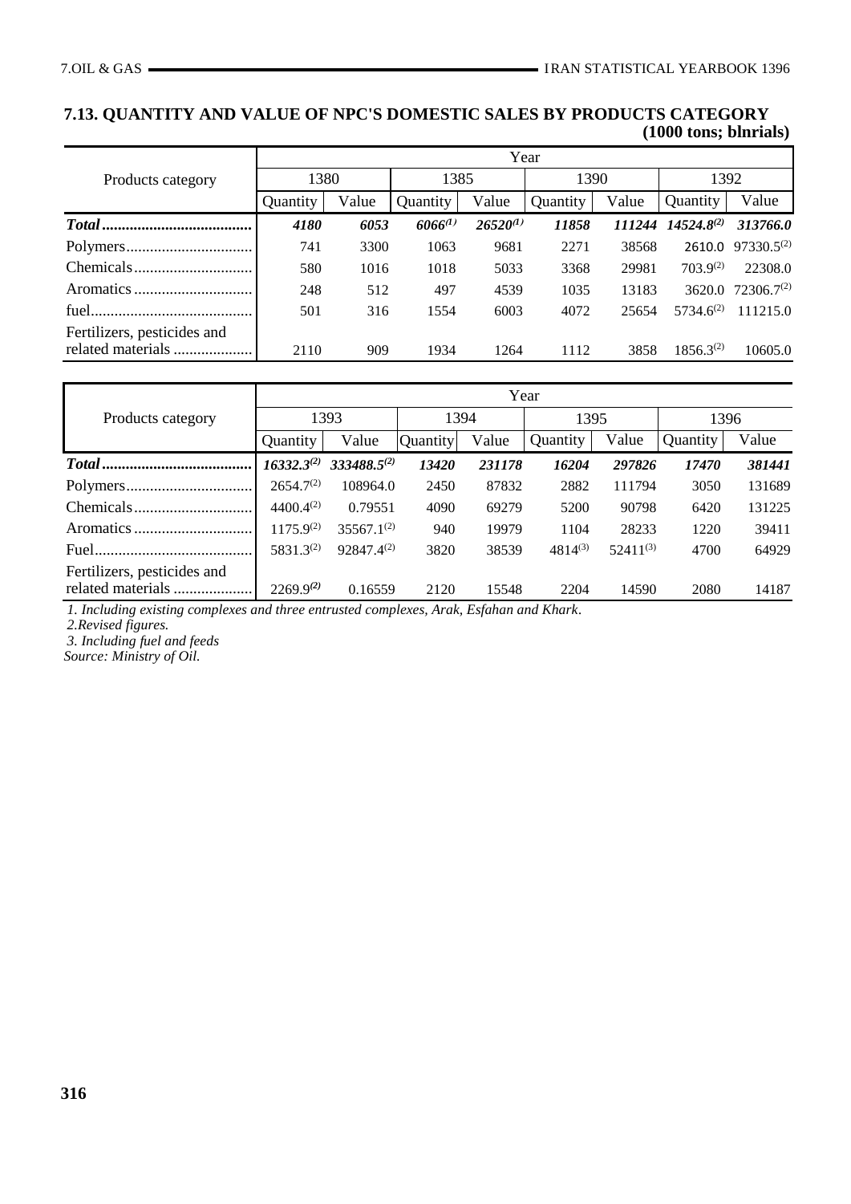## 7.13. QUANTITY AND VALUE OF NPC'S DOMESTIC SALES BY PRODUCTS CATEGORY

**(1000 tons; blnrials)**

| Products category | Year | | | | | | | |
|---|---|---|---|---|---|---|---|---|
| | 1380 | | 1385 | | 1390 | | 1392 | |
| | Quantity | Value | Quantity | Value | Quantity | Value | Quantity | Value |
| ***Total*** | ***4180*** | ***6053*** | ***6066(1)*** | ***26520(1)*** | ***11858*** | ***111244*** | ***14524.8(2)*** | ***313766.0*** |
| Polymers | 741 | 3300 | 1063 | 9681 | 2271 | 38568 | 2610.0 | 97330.5(2) |
| Chemicals | 580 | 1016 | 1018 | 5033 | 3368 | 29981 | 703.9(2) | 22308.0 |
| Aromatics | 248 | 512 | 497 | 4539 | 1035 | 13183 | 3620.0 | 72306.7(2) |
| fuel | 501 | 316 | 1554 | 6003 | 4072 | 25654 | 5734.6(2) | 111215.0 |
| Fertilizers, pesticides and related materials | 2110 | 909 | 1934 | 1264 | 1112 | 3858 | 1856.3(2) | 10605.0 |

| Products category | Year | | | | | | | |
|---|---|---|---|---|---|---|---|---|
| | 1393 | | 1394 | | 1395 | | 1396 | |
| | Quantity | Value | Quantity | Value | Quantity | Value | Quantity | Value |
| ***Total*** | ***16332.3(2)*** | ***333488.5(2)*** | ***13420*** | ***231178*** | ***16204*** | ***297826*** | ***17470*** | ***381441*** |
| Polymers | 2654.7(2) | 108964.0 | 2450 | 87832 | 2882 | 111794 | 3050 | 131689 |
| Chemicals | 4400.4(2) | 0.79551 | 4090 | 69279 | 5200 | 90798 | 6420 | 131225 |
| Aromatics | 1175.9(2) | 35567.1(2) | 940 | 19979 | 1104 | 28233 | 1220 | 39411 |
| Fuel | 5831.3(2) | 92847.4(2) | 3820 | 38539 | 4814(3) | 52411(3) | 4700 | 64929 |
| Fertilizers, pesticides and related materials | 2269.9(2) | 0.16559 | 2120 | 15548 | 2204 | 14590 | 2080 | 14187 |

*1. Including existing complexes and three entrusted complexes, Arak, Esfahan and Khark.*

*2.Revised figures.*

*3. Including fuel and feeds*

*Source: Ministry of Oil.*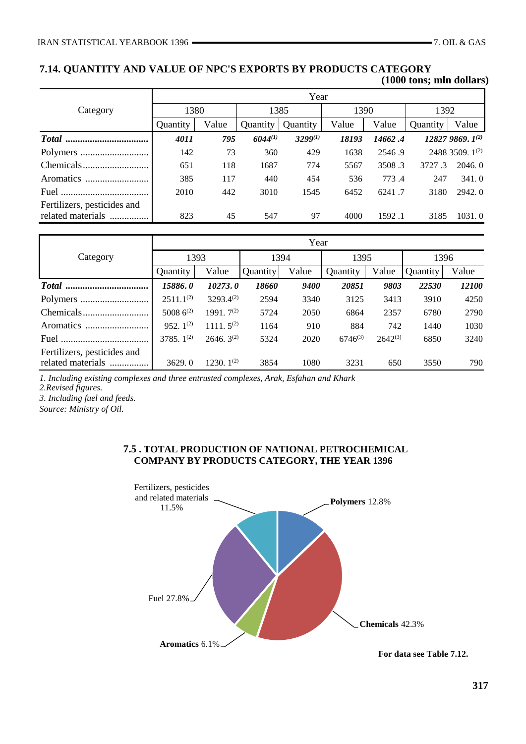## 7.14. QUANTITY AND VALUE OF NPC'S EXPORTS BY PRODUCTS CATEGORY

**(1000 tons; mln dollars)**

| Category | Year | | | | | | | |
|---|---|---|---|---|---|---|---|---|
| | 1380 | | 1385 | | 1390 | | 1392 | |
| | Quantity | Value | Quantity | Quantity | Value | Value | Quantity | Value |
| ***Total*** | ***4011*** | ***795*** | ***6044***[(1)] | ***3299***[(1)] | ***18193*** | ***14662 .4*** | ***12827 9869. 1***[(2)] | |
| Polymers | 142 | 73 | 360 | 429 | 1638 | 2546 .9 | 2488 3509. 1[(2)] | |
| Chemicals | 651 | 118 | 1687 | 774 | 5567 | 3508 .3 | 3727 .3 | 2046. 0 |
| Aromatics | 385 | 117 | 440 | 454 | 536 | 773 .4 | 247 | 341. 0 |
| Fuel | 2010 | 442 | 3010 | 1545 | 6452 | 6241 .7 | 3180 | 2942. 0 |
| Fertilizers, pesticides and related materials | 823 | 45 | 547 | 97 | 4000 | 1592 .1 | 3185 | 1031. 0 |

| Category | Year | | | | | | | |
|---|---|---|---|---|---|---|---|---|
| | 1393 | | 1394 | | 1395 | | 1396 | |
| | Quantity | Value | Quantity | Value | Quantity | Value | Quantity | Value |
| ***Total*** | ***15886. 0*** | ***10273. 0*** | ***18660*** | ***9400*** | ***20851*** | ***9803*** | ***22530*** | ***12100*** |
| Polymers | 2511.1[(2)] | 3293.4[(2)] | 2594 | 3340 | 3125 | 3413 | 3910 | 4250 |
| Chemicals | 5008 6[(2)] | 1991. 7[(2)] | 5724 | 2050 | 6864 | 2357 | 6780 | 2790 |
| Aromatics | 952. 1[(2)] | 1111. 5[(2)] | 1164 | 910 | 884 | 742 | 1440 | 1030 |
| Fuel | 3785. 1[(2)] | 2646. 3[(2)] | 5324 | 2020 | 6746[(3)] | 2642[(3)] | 6850 | 3240 |
| Fertilizers, pesticides and related materials | 3629. 0 | 1230. 1[(2)] | 3854 | 1080 | 3231 | 650 | 3550 | 790 |

*1. Including existing complexes and three entrusted complexes, Arak, Esfahan and Khark*

*2.Revised figures.*

*3. Including fuel and feeds.*

*Source: Ministry of Oil.*

### 7.5 . TOTAL PRODUCTION OF NATIONAL PETROCHEMICAL COMPANY BY PRODUCTS CATEGORY, THE YEAR 1396

Fertilizers, pesticides and related materials 11.5%

**Polymers** 12.8%

Fuel 27.8%

**Chemicals** 42.3%

**Aromatics** 6.1%

**For data see Table 7.12.**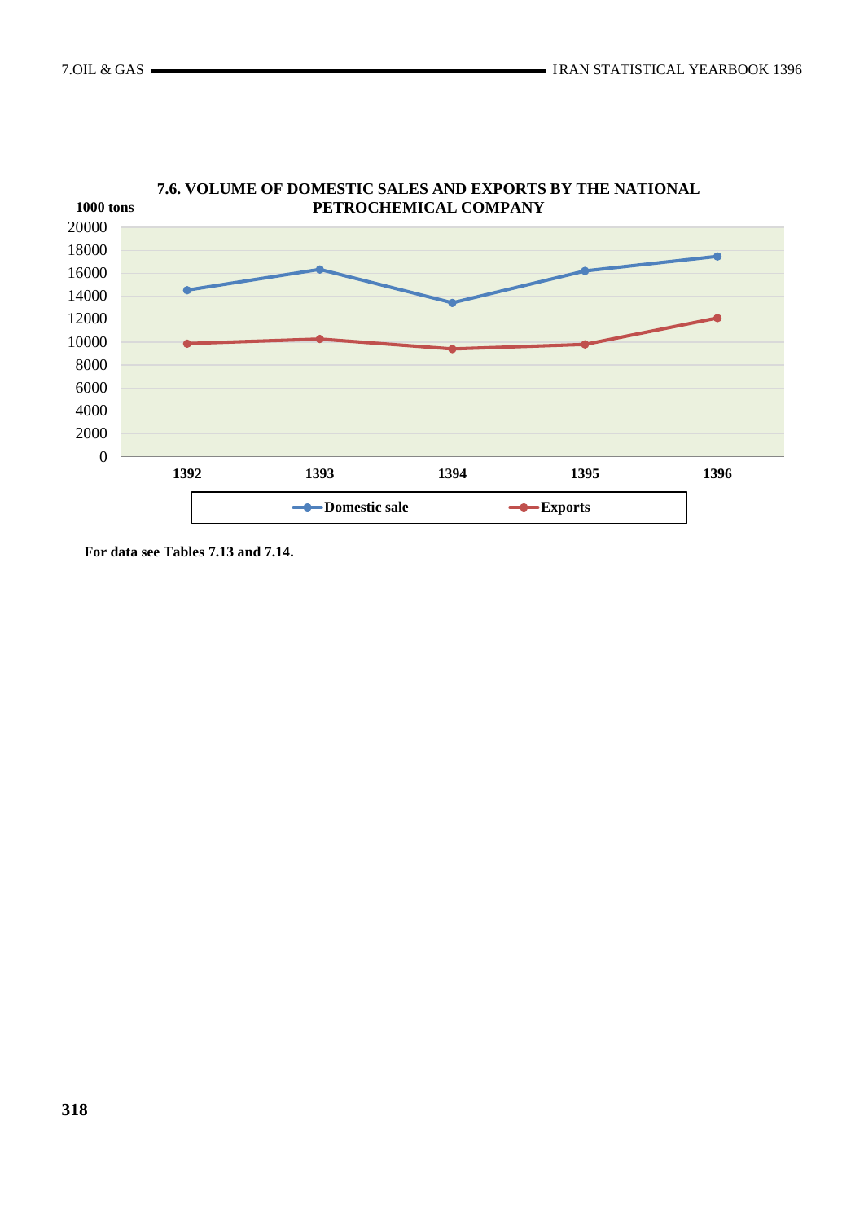7.6. VOLUME OF DOMESTIC SALES AND EXPORTS BY THE NATIONAL PETROCHEMICAL COMPANY

1000 tons

20000
18000
16000
14000
12000
10000
8000
6000
4000
2000
0

1392
1393
1394
1395
1396

Domestic sale
Exports

**For data see Tables 7.13 and 7.14.**